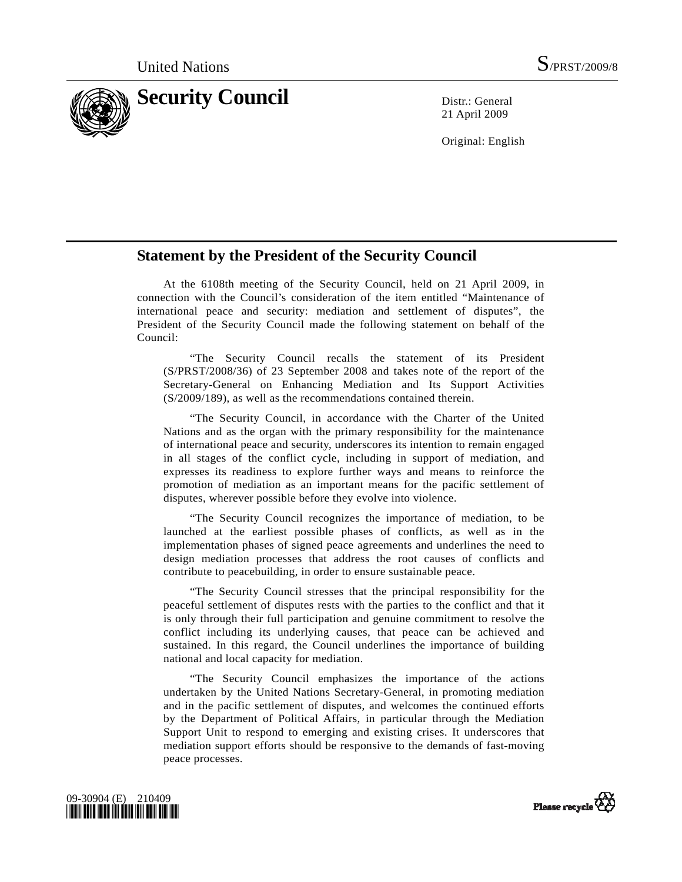United Nations S/PRST/2009/8

# Security Council

Distr.: General
21 April 2009

Original: English

## Statement by the President of the Security Council

At the 6108th meeting of the Security Council, held on 21 April 2009, in connection with the Council's consideration of the item entitled "Maintenance of international peace and security: mediation and settlement of disputes", the President of the Security Council made the following statement on behalf of the Council:

"The Security Council recalls the statement of its President (S/PRST/2008/36) of 23 September 2008 and takes note of the report of the Secretary-General on Enhancing Mediation and Its Support Activities (S/2009/189), as well as the recommendations contained therein.

"The Security Council, in accordance with the Charter of the United Nations and as the organ with the primary responsibility for the maintenance of international peace and security, underscores its intention to remain engaged in all stages of the conflict cycle, including in support of mediation, and expresses its readiness to explore further ways and means to reinforce the promotion of mediation as an important means for the pacific settlement of disputes, wherever possible before they evolve into violence.

"The Security Council recognizes the importance of mediation, to be launched at the earliest possible phases of conflicts, as well as in the implementation phases of signed peace agreements and underlines the need to design mediation processes that address the root causes of conflicts and contribute to peacebuilding, in order to ensure sustainable peace.

"The Security Council stresses that the principal responsibility for the peaceful settlement of disputes rests with the parties to the conflict and that it is only through their full participation and genuine commitment to resolve the conflict including its underlying causes, that peace can be achieved and sustained. In this regard, the Council underlines the importance of building national and local capacity for mediation.

"The Security Council emphasizes the importance of the actions undertaken by the United Nations Secretary-General, in promoting mediation and in the pacific settlement of disputes, and welcomes the continued efforts by the Department of Political Affairs, in particular through the Mediation Support Unit to respond to emerging and existing crises. It underscores that mediation support efforts should be responsive to the demands of fast-moving peace processes.

09-30904 (E) 210409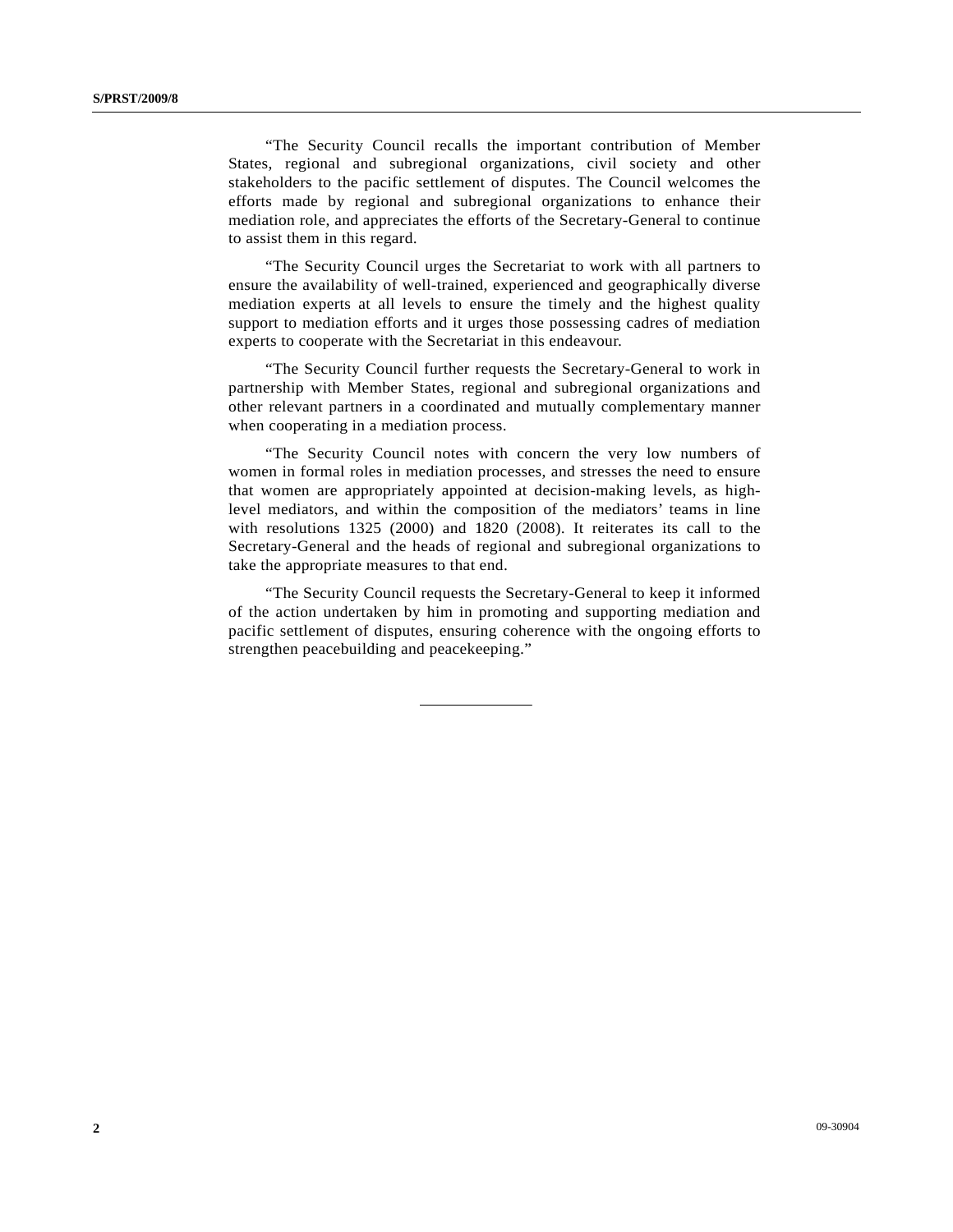"The Security Council recalls the important contribution of Member States, regional and subregional organizations, civil society and other stakeholders to the pacific settlement of disputes. The Council welcomes the efforts made by regional and subregional organizations to enhance their mediation role, and appreciates the efforts of the Secretary-General to continue to assist them in this regard.

"The Security Council urges the Secretariat to work with all partners to ensure the availability of well-trained, experienced and geographically diverse mediation experts at all levels to ensure the timely and the highest quality support to mediation efforts and it urges those possessing cadres of mediation experts to cooperate with the Secretariat in this endeavour.

"The Security Council further requests the Secretary-General to work in partnership with Member States, regional and subregional organizations and other relevant partners in a coordinated and mutually complementary manner when cooperating in a mediation process.

"The Security Council notes with concern the very low numbers of women in formal roles in mediation processes, and stresses the need to ensure that women are appropriately appointed at decision-making levels, as high-level mediators, and within the composition of the mediators' teams in line with resolutions 1325 (2000) and 1820 (2008). It reiterates its call to the Secretary-General and the heads of regional and subregional organizations to take the appropriate measures to that end.

"The Security Council requests the Secretary-General to keep it informed of the action undertaken by him in promoting and supporting mediation and pacific settlement of disputes, ensuring coherence with the ongoing efforts to strengthen peacebuilding and peacekeeping."